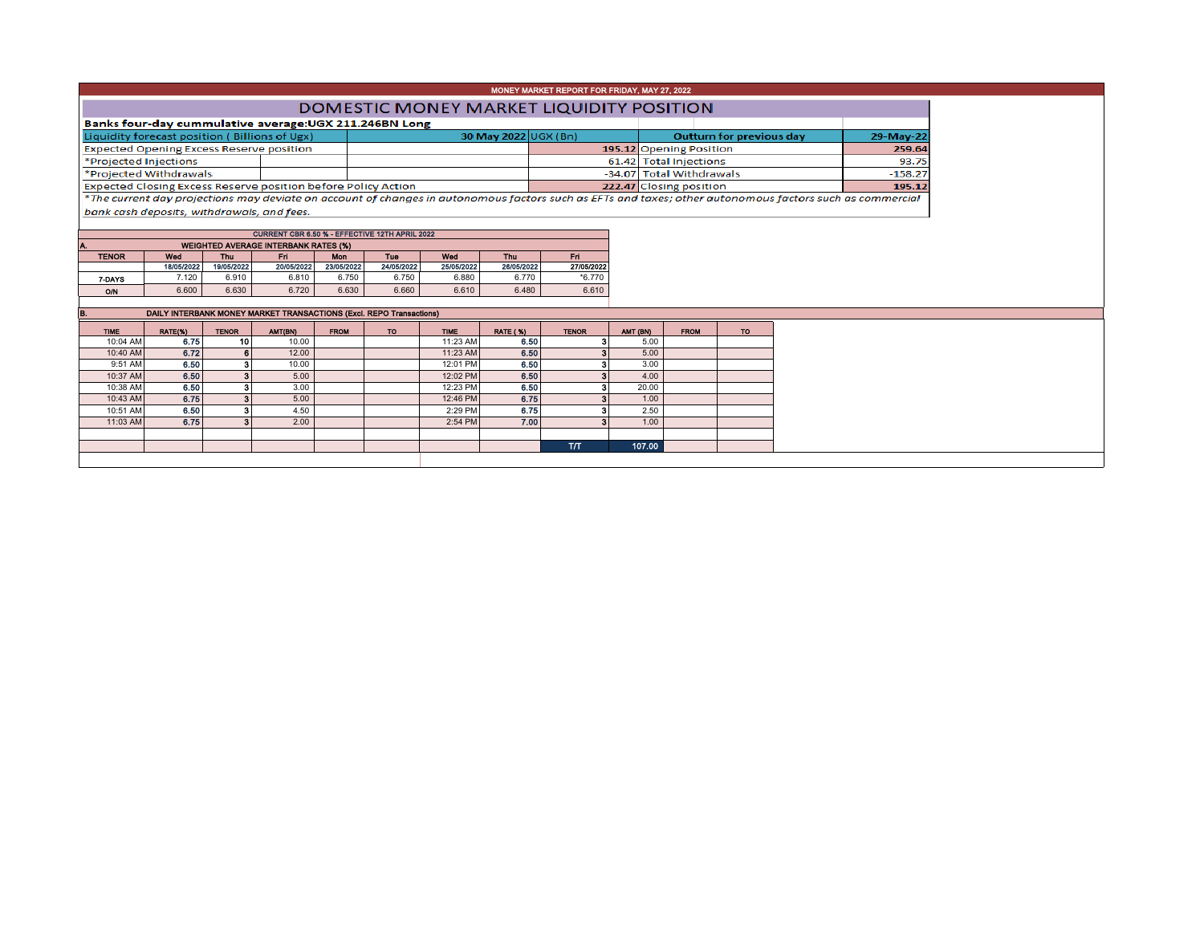MONEY MARKET REPORT FOR FRIDAY, MAY 27, 2022

# DOMESTIC MONEY MARKET LIQUIDITY POSITION

**Banks four-day cummulative average:UGX 211.246BN Long**

| Liquidity forecast position ( Billions of Ugx) | 30 May 2022 | UGX (Bn) | Outturn for previous day | 29-May-22 |
|---|---|---|---|---|
| Expected Opening Excess Reserve position | | 195.12 | Opening Position | 259.64 |
| *Projected Injections | | 61.42 | Total Injections | 93.75 |
| *Projected Withdrawals | | -34.07 | Total Withdrawals | -158.27 |
| Expected Closing Excess Reserve position before Policy Action | | 222.47 | Closing position | 195.12 |

*\*The current day projections may deviate on account of changes in autonomous factors such as EFTs and taxes; other autonomous factors such as commercial bank cash deposits, withdrawals, and fees.*

CURRENT CBR 6.50 % - EFFECTIVE 12TH APRIL 2022

**A. WEIGHTED AVERAGE INTERBANK RATES (%)**

| TENOR | Wed 18/05/2022 | Thu 19/05/2022 | Fri 20/05/2022 | Mon 23/05/2022 | Tue 24/05/2022 | Wed 25/05/2022 | Thu 26/05/2022 | Fri 27/05/2022 |
|---|---|---|---|---|---|---|---|---|
| 7-DAYS | 7.120 | 6.910 | 6.810 | 6.750 | 6.750 | 6.880 | 6.770 | *6.770 |
| O/N | 6.600 | 6.630 | 6.720 | 6.630 | 6.660 | 6.610 | 6.480 | 6.610 |

**B. DAILY INTERBANK MONEY MARKET TRANSACTIONS (Excl. REPO Transactions)**

| TIME | RATE(%) | TENOR | AMT(BN) | FROM | TO | TIME | RATE ( %) | TENOR | AMT (BN) | FROM | TO |
|---|---|---|---|---|---|---|---|---|---|---|---|
| 10:04 AM | 6.75 | 10 | 10.00 | | | 11:23 AM | 6.50 | 3 | 5.00 | | |
| 10:40 AM | 6.72 | 6 | 12.00 | | | 11:23 AM | 6.50 | 3 | 5.00 | | |
| 9:51 AM | 6.50 | 3 | 10.00 | | | 12:01 PM | 6.50 | 3 | 3.00 | | |
| 10:37 AM | 6.50 | 3 | 5.00 | | | 12:02 PM | 6.50 | 3 | 4.00 | | |
| 10:38 AM | 6.50 | 3 | 3.00 | | | 12:23 PM | 6.50 | 3 | 20.00 | | |
| 10:43 AM | 6.75 | 3 | 5.00 | | | 12:46 PM | 6.75 | 3 | 1.00 | | |
| 10:51 AM | 6.50 | 3 | 4.50 | | | 2:29 PM | 6.75 | 3 | 2.50 | | |
| 11:03 AM | 6.75 | 3 | 2.00 | | | 2:54 PM | 7.00 | 3 | 1.00 | | |
| | | | | | | | | T/T | 107.00 | | |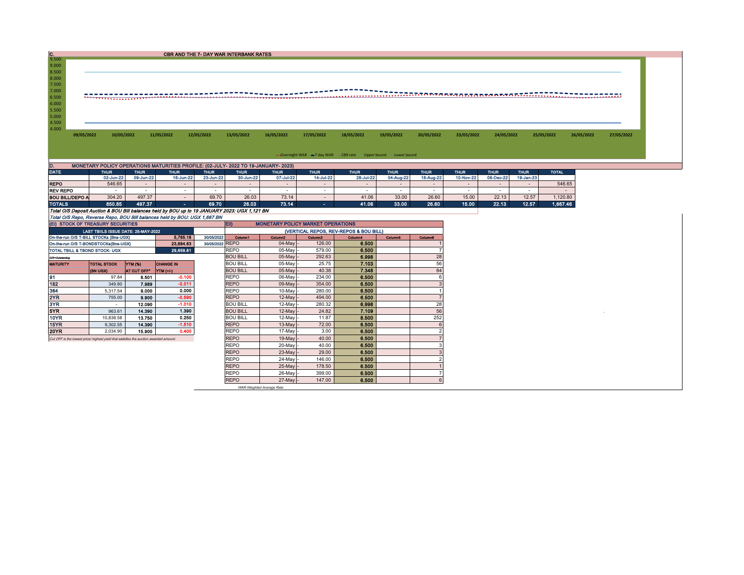## C. CBR AND THE 7- DAY WAR INTERBANK RATES

9.500
9.000
8.500
8.000
7.500
7.000
6.500
6.000
5.500
5.000
4.500
4.000

09/05/2022 10/05/2022 11/05/2022 12/05/2022 13/05/2022 16/05/2022 17/05/2022 18/05/2022 19/05/2022 20/05/2022 23/05/2022 24/05/2022 25/05/2022 26/05/2022 27/05/2022

Overnight WAR — 7-day WAR — CBR rate — Upper bound — Lower bound

## D. MONETARY POLICY OPERATIONS MATURITIES PROFILE: (02-JULY- 2022 TO 19-JANUARY- 2023)

| DATE | THUR | THUR | THUR | THUR | THUR | THUR | THUR | THUR | THUR | THUR | THUR | THUR | THUR | TOTAL |
|---|---|---|---|---|---|---|---|---|---|---|---|---|---|---|
| | 02-Jun-22 | 09-Jun-22 | 16-Jun-22 | 23-Jun-22 | 30-Jun-22 | 07-Jul-22 | 14-Jul-22 | 28-Jul-22 | 04-Aug-22 | 18-Aug-22 | 10-Nov-22 | 08-Dec-22 | 19-Jan-23 | |
| REPO | 546.65 | - | - | - | - | - | - | - | - | - | - | - | - | 546.65 |
| REV REPO | - | - | - | - | - | - | - | - | - | - | - | - | - | - |
| BOU BILL/DEPO A | 304.20 | 497.37 | - | 69.70 | 26.03 | 73.14 | - | 41.06 | 33.00 | 26.60 | 15.00 | 22.13 | 12.57 | 1,120.80 |
| TOTALS | 850.85 | 497.37 | - | 69.70 | 26.03 | 73.14 | - | 41.06 | 33.00 | 26.60 | 15.00 | 22.13 | 12.57 | 1,667.46 |

*Total O/S Deposit Auction & BOU Bill balances held by BOU up to 19 JANUARY 2023: UGX 1,121 BN*

*Total O/S Repo, Reverse Repo, BOU Bill balances held by BOU: UGX 1,667 BN*

### (EI) STOCK OF TREASURY SECURITIES

| LAST TBIILS ISSUE DATE: 25-MAY-2022 | | |
|---|---|---|
| On-the-run O/S T-BILL STOCKs (Bns-UGX) | 5,765.18 | 30/05/2022 |
| On-the-run O/S T-BONDSTOCKs(Bns-UGX) | 23,894.63 | 30/05/2022 |
| TOTAL TBILL & TBOND STOCK- UGX | 29,659.81 | |

O/S=Outstanding

| MATURITY | TOTAL STOCK (BN UGX) | YTM (%) AT CUT OFF* | CHANGE IN YTM (+/-) |
|---|---|---|---|
| 91 | 97.84 | 6.501 | -0.100 |
| 182 | 349.80 | 7.989 | -0.011 |
| 364 | 5,317.54 | 9.000 | 0.000 |
| 2YR | 755.00 | 9.900 | -0.590 |
| 3YR | - | 12.090 | -1.010 |
| 5YR | 963.61 | 14.390 | 1.390 |
| 10YR | 10,838.58 | 13.750 | 0.250 |
| 15YR | 9,302.55 | 14.390 | -1.510 |
| 20YR | 2,034.90 | 15.900 | 0.400 |

*Cut OFF is the lowest price/ highest yield that satisfies the auction awarded amount.*

### Eii) MONETARY POLICY MARKET OPERATIONS

(VERTICAL REPOS, REV-REPOS & BOU BILL)

| Column1 | Column2 | | Column3 | Column4 | Column5 | Column6 |
|---|---|---|---|---|---|---|
| REPO | 04-May | - | 126.00 | 6.500 | | 1 |
| REPO | 05-May | - | 579.00 | 6.500 | | 7 |
| BOU BILL | 05-May | - | 292.63 | 6.998 | | 28 |
| BOU BILL | 05-May | - | 25.75 | 7.103 | | 56 |
| BOU BILL | 05-May | - | 40.38 | 7.348 | | 84 |
| REPO | 06-May | - | 234.00 | 6.500 | | 6 |
| REPO | 09-May | - | 354.00 | 6.500 | | 3 |
| REPO | 10-May | - | 280.00 | 6.500 | | 1 |
| REPO | 12-May | - | 494.00 | 6.500 | | 7 |
| BOU BILL | 12-May | - | 280.32 | 6.998 | | 28 |
| BOU BILL | 12-May | - | 24.82 | 7.109 | | 56 |
| BOU BILL | 12-May | - | 11.87 | 8.500 | | 252 |
| REPO | 13-May | - | 72.00 | 6.500 | | 6 |
| REPO | 17-May | - | 3.00 | 6.500 | | 2 |
| REPO | 19-May | - | 40.00 | 6.500 | | 7 |
| REPO | 20-May | - | 40.00 | 6.500 | | 3 |
| REPO | 23-May | - | 29.00 | 6.500 | | 3 |
| REPO | 24-May | - | 146.00 | 6.500 | | 2 |
| REPO | 25-May | - | 178.50 | 6.500 | | 1 |
| REPO | 26-May | - | 399.00 | 6.500 | | 7 |
| REPO | 27-May | - | 147.00 | 6.500 | | 6 |

*WAR-Weighted Average Rate*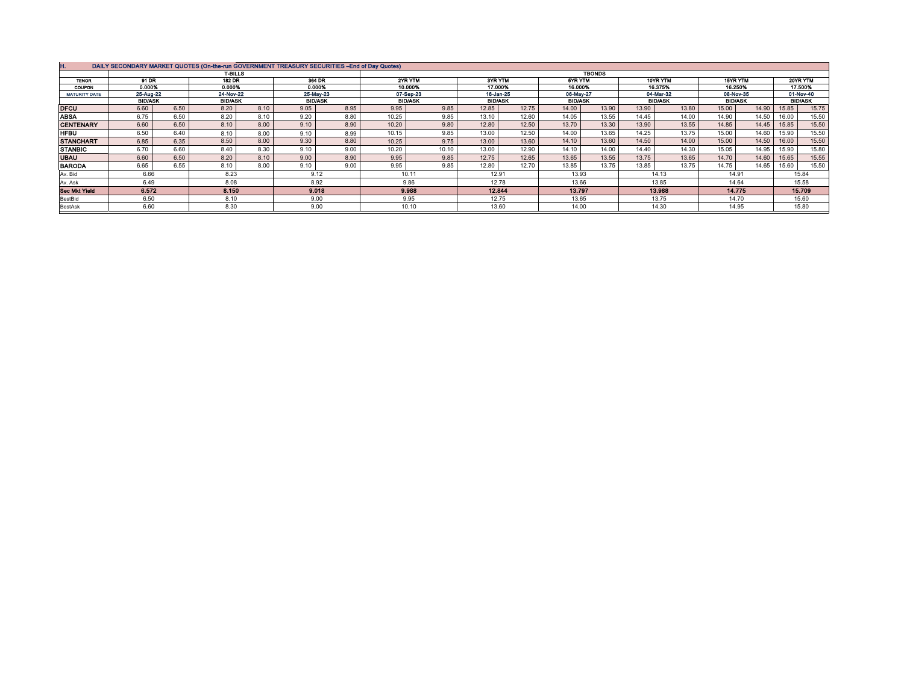| H. | DAILY SECONDARY MARKET QUOTES (On-the-run GOVERNMENT TREASURY SECURITIES –End of Day Quotes) | | | | | | | | | | | | | | | | | |
|---|---|---|---|---|---|---|---|---|---|---|---|---|---|---|---|---|---|---|
| | T-BILLS | | | | | | TBONDS | | | | | | | | | | | |
| TENOR | 91 DR | | 182 DR | | 364 DR | | 2YR YTM | | 3YR YTM | | 5YR YTM | | 10YR YTM | | 15YR YTM | | 20YR YTM | |
| COUPON | 0.000% | | 0.000% | | 0.000% | | 10.000% | | 17.000% | | 16.000% | | 16.375% | | 16.250% | | 17.500% | |
| MATURITY DATE | 25-Aug-22 | | 24-Nov-22 | | 25-May-23 | | 07-Sep-23 | | 16-Jan-25 | | 06-May-27 | | 04-Mar-32 | | 08-Nov-35 | | 01-Nov-40 | |
| | BID/ASK | | BID/ASK | | BID/ASK | | BID/ASK | | BID/ASK | | BID/ASK | | BID/ASK | | BID/ASK | | BID/ASK | |
| **DFCU** | 6.60 | 6.50 | 8.20 | 8.10 | 9.05 | 8.95 | 9.95 | 9.85 | 12.85 | 12.75 | 14.00 | 13.90 | 13.90 | 13.80 | 15.00 | 14.90 | 15.85 | 15.75 |
| **ABSA** | 6.75 | 6.50 | 8.20 | 8.10 | 9.20 | 8.80 | 10.25 | 9.85 | 13.10 | 12.60 | 14.05 | 13.55 | 14.45 | 14.00 | 14.90 | 14.50 | 16.00 | 15.50 |
| **CENTENARY** | 6.60 | 6.50 | 8.10 | 8.00 | 9.10 | 8.90 | 10.20 | 9.80 | 12.80 | 12.50 | 13.70 | 13.30 | 13.90 | 13.55 | 14.85 | 14.45 | 15.85 | 15.50 |
| **HFBU** | 6.50 | 6.40 | 8.10 | 8.00 | 9.10 | 8.99 | 10.15 | 9.85 | 13.00 | 12.50 | 14.00 | 13.65 | 14.25 | 13.75 | 15.00 | 14.60 | 15.90 | 15.50 |
| **STANCHART** | 6.85 | 6.35 | 8.50 | 8.00 | 9.30 | 8.80 | 10.25 | 9.75 | 13.00 | 13.60 | 14.10 | 13.60 | 14.50 | 14.00 | 15.00 | 14.50 | 16.00 | 15.50 |
| **STANBIC** | 6.70 | 6.60 | 8.40 | 8.30 | 9.10 | 9.00 | 10.20 | 10.10 | 13.00 | 12.90 | 14.10 | 14.00 | 14.40 | 14.30 | 15.05 | 14.95 | 15.90 | 15.80 |
| **UBAU** | 6.60 | 6.50 | 8.20 | 8.10 | 9.00 | 8.90 | 9.95 | 9.85 | 12.75 | 12.65 | 13.65 | 13.55 | 13.75 | 13.65 | 14.70 | 14.60 | 15.65 | 15.55 |
| **BARODA** | 6.65 | 6.55 | 8.10 | 8.00 | 9.10 | 9.00 | 9.95 | 9.85 | 12.80 | 12.70 | 13.85 | 13.75 | 13.85 | 13.75 | 14.75 | 14.65 | 15.60 | 15.50 |
| Av. Bid | 6.66 | | 8.23 | | 9.12 | | 10.11 | | 12.91 | | 13.93 | | 14.13 | | 14.91 | | 15.84 | |
| Av. Ask | 6.49 | | 8.08 | | 8.92 | | 9.86 | | 12.78 | | 13.66 | | 13.85 | | 14.64 | | 15.58 | |
| **Sec Mkt Yield** | **6.572** | | **8.150** | | **9.018** | | **9.988** | | **12.844** | | **13.797** | | **13.988** | | **14.775** | | **15.709** | |
| BestBid | 6.50 | | 8.10 | | 9.00 | | 9.95 | | 12.75 | | 13.65 | | 13.75 | | 14.70 | | 15.60 | |
| BestAsk | 6.60 | | 8.30 | | 9.00 | | 10.10 | | 13.60 | | 14.00 | | 14.30 | | 14.95 | | 15.80 | |